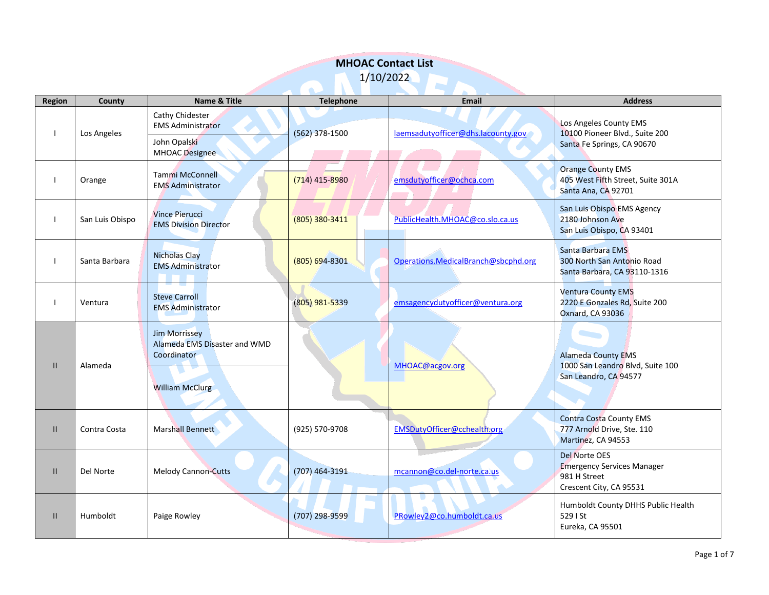# MHOAC Contact List

1/10/2022

| Region | County | Name & Title | Telephone | Email | Address |
|---|---|---|---|---|---|
| I | Los Angeles | Cathy Chidester<br>EMS Administrator<br><br>John Opalski<br>MHOAC Designee | (562) 378-1500 | laemsadutyofficer@dhs.lacounty.gov | Los Angeles County EMS<br>10100 Pioneer Blvd., Suite 200<br>Santa Fe Springs, CA 90670 |
| I | Orange | Tammi McConnell<br>EMS Administrator | (714) 415-8980 | emsdutyofficer@ochca.com | Orange County EMS<br>405 West Fifth Street, Suite 301A<br>Santa Ana, CA 92701 |
| I | San Luis Obispo | Vince Pierucci<br>EMS Division Director | (805) 380-3411 | PublicHealth.MHOAC@co.slo.ca.us | San Luis Obispo EMS Agency<br>2180 Johnson Ave<br>San Luis Obispo, CA 93401 |
| I | Santa Barbara | Nicholas Clay<br>EMS Administrator | (805) 694-8301 | Operations.MedicalBranch@sbcphd.org | Santa Barbara EMS<br>300 North San Antonio Road<br>Santa Barbara, CA 93110-1316 |
| I | Ventura | Steve Carroll<br>EMS Administrator | (805) 981-5339 | emsagencydutyofficer@ventura.org | Ventura County EMS<br>2220 E Gonzales Rd, Suite 200<br>Oxnard, CA 93036 |
| II | Alameda | Jim Morrissey<br>Alameda EMS Disaster and WMD Coordinator<br><br>William McClurg | | MHOAC@acgov.org | Alameda County EMS<br>1000 San Leandro Blvd, Suite 100<br>San Leandro, CA 94577 |
| II | Contra Costa | Marshall Bennett | (925) 570-9708 | EMSDutyOfficer@cchealth.org | Contra Costa County EMS<br>777 Arnold Drive, Ste. 110<br>Martinez, CA 94553 |
| II | Del Norte | Melody Cannon-Cutts | (707) 464-3191 | mcannon@co.del-norte.ca.us | Del Norte OES<br>Emergency Services Manager<br>981 H Street<br>Crescent City, CA 95531 |
| II | Humboldt | Paige Rowley | (707) 298-9599 | PRowley2@co.humboldt.ca.us | Humboldt County DHHS Public Health<br>529 I St<br>Eureka, CA 95501 |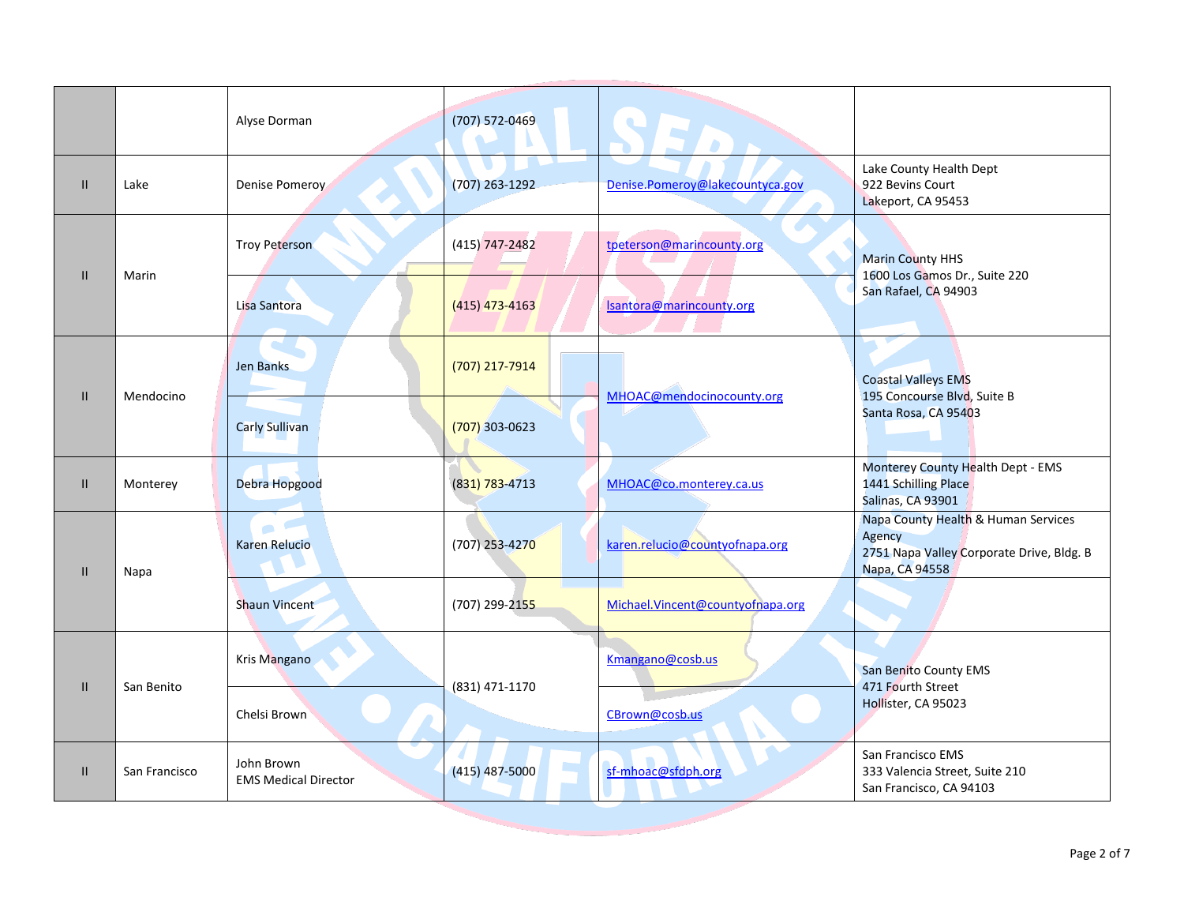| | | | | | |
|---|---|---|---|---|---|
| | | Alyse Dorman | (707) 572-0469 | | |
| II | Lake | Denise Pomeroy | (707) 263-1292 | Denise.Pomeroy@lakecountyca.gov | Lake County Health Dept<br>922 Bevins Court<br>Lakeport, CA 95453 |
| II | Marin | Troy Peterson | (415) 747-2482 | tpeterson@marincounty.org | Marin County HHS<br>1600 Los Gamos Dr., Suite 220<br>San Rafael, CA 94903 |
| | | Lisa Santora | (415) 473-4163 | lsantora@marincounty.org | |
| II | Mendocino | Jen Banks | (707) 217-7914 | MHOAC@mendocinocounty.org | Coastal Valleys EMS<br>195 Concourse Blvd, Suite B<br>Santa Rosa, CA 95403 |
| | | Carly Sullivan | (707) 303-0623 | | |
| II | Monterey | Debra Hopgood | (831) 783-4713 | MHOAC@co.monterey.ca.us | Monterey County Health Dept - EMS<br>1441 Schilling Place<br>Salinas, CA 93901 |
| II | Napa | Karen Relucio | (707) 253-4270 | karen.relucio@countyofnapa.org | Napa County Health & Human Services Agency<br>2751 Napa Valley Corporate Drive, Bldg. B<br>Napa, CA 94558 |
| | | Shaun Vincent | (707) 299-2155 | Michael.Vincent@countyofnapa.org | |
| II | San Benito | Kris Mangano | (831) 471-1170 | Kmangano@cosb.us | San Benito County EMS<br>471 Fourth Street<br>Hollister, CA 95023 |
| | | Chelsi Brown | | CBrown@cosb.us | |
| II | San Francisco | John Brown<br>EMS Medical Director | (415) 487-5000 | sf-mhoac@sfdph.org | San Francisco EMS<br>333 Valencia Street, Suite 210<br>San Francisco, CA 94103 |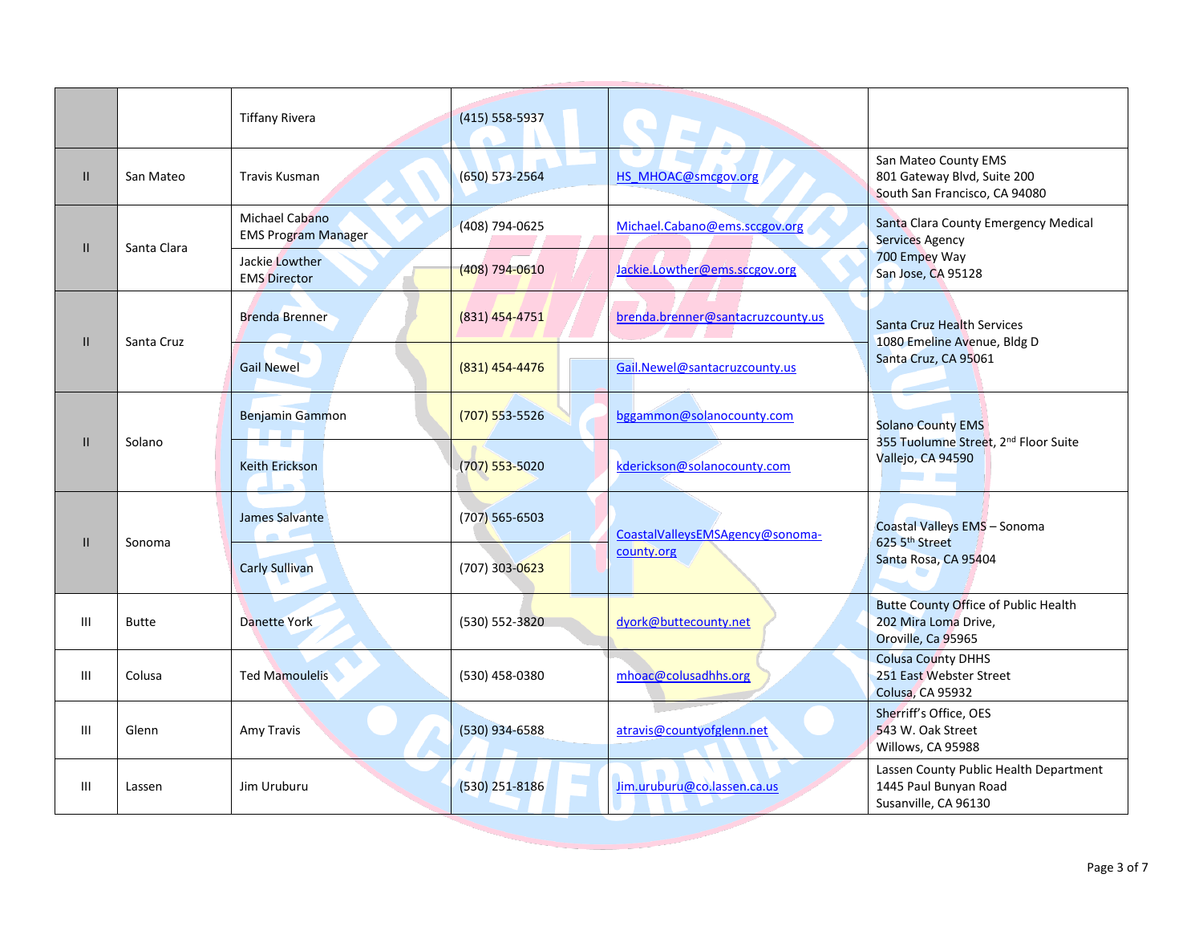| | | | | | |
|---|---|---|---|---|---|
| | | Tiffany Rivera | (415) 558-5937 | | |
| II | San Mateo | Travis Kusman | (650) 573-2564 | HS_MHOAC@smcgov.org | San Mateo County EMS<br>801 Gateway Blvd, Suite 200<br>South San Francisco, CA 94080 |
| II | Santa Clara | Michael Cabano<br>EMS Program Manager | (408) 794-0625 | Michael.Cabano@ems.sccgov.org | Santa Clara County Emergency Medical Services Agency<br>700 Empey Way<br>San Jose, CA 95128 |
| | | Jackie Lowther<br>EMS Director | (408) 794-0610 | Jackie.Lowther@ems.sccgov.org | |
| II | Santa Cruz | Brenda Brenner | (831) 454-4751 | brenda.brenner@santacruzcounty.us | Santa Cruz Health Services<br>1080 Emeline Avenue, Bldg D<br>Santa Cruz, CA 95061 |
| | | Gail Newel | (831) 454-4476 | Gail.Newel@santacruzcounty.us | |
| II | Solano | Benjamin Gammon | (707) 553-5526 | bggammon@solanocounty.com | Solano County EMS<br>355 Tuolumne Street, 2nd Floor Suite<br>Vallejo, CA 94590 |
| | | Keith Erickson | (707) 553-5020 | kderickson@solanocounty.com | |
| II | Sonoma | James Salvante | (707) 565-6503 | CoastalValleysEMSAgency@sonoma-county.org | Coastal Valleys EMS – Sonoma<br>625 5th Street<br>Santa Rosa, CA 95404 |
| | | Carly Sullivan | (707) 303-0623 | | |
| III | Butte | Danette York | (530) 552-3820 | dyork@buttecounty.net | Butte County Office of Public Health<br>202 Mira Loma Drive,<br>Oroville, Ca 95965 |
| III | Colusa | Ted Mamoulelis | (530) 458-0380 | mhoac@colusadhhs.org | Colusa County DHHS<br>251 East Webster Street<br>Colusa, CA 95932 |
| III | Glenn | Amy Travis | (530) 934-6588 | atravis@countyofglenn.net | Sherriff's Office, OES<br>543 W. Oak Street<br>Willows, CA 95988 |
| III | Lassen | Jim Uruburu | (530) 251-8186 | Jim.uruburu@co.lassen.ca.us | Lassen County Public Health Department<br>1445 Paul Bunyan Road<br>Susanville, CA 96130 |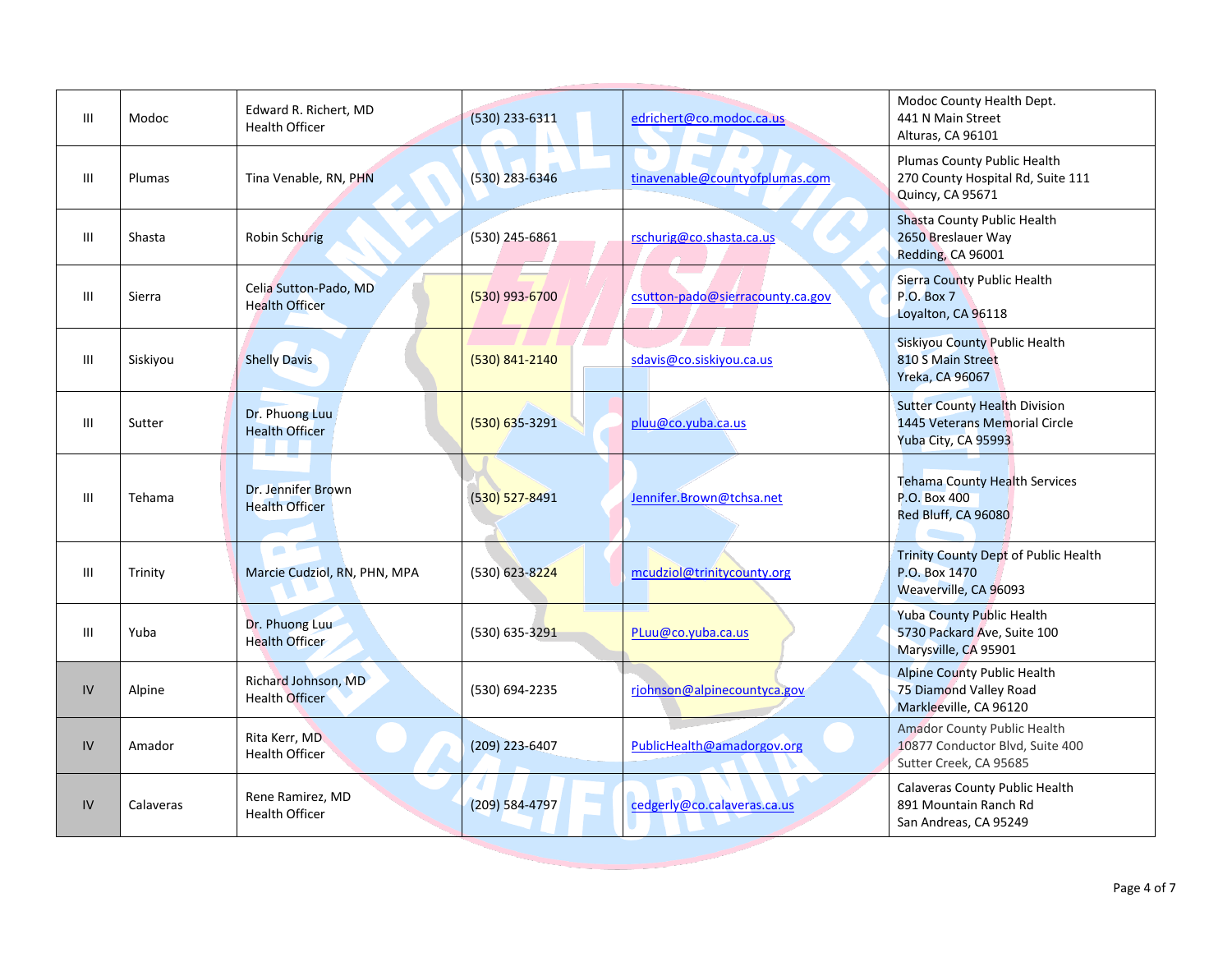| III | Modoc | Edward R. Richert, MD<br>Health Officer | (530) 233-6311 | edrichert@co.modoc.ca.us | Modoc County Health Dept.<br>441 N Main Street<br>Alturas, CA 96101 |
|---|---|---|---|---|---|
| III | Plumas | Tina Venable, RN, PHN | (530) 283-6346 | tinavenable@countyofplumas.com | Plumas County Public Health<br>270 County Hospital Rd, Suite 111<br>Quincy, CA 95671 |
| III | Shasta | Robin Schurig | (530) 245-6861 | rschurig@co.shasta.ca.us | Shasta County Public Health<br>2650 Breslauer Way<br>Redding, CA 96001 |
| III | Sierra | Celia Sutton-Pado, MD<br>Health Officer | (530) 993-6700 | csutton-pado@sierracounty.ca.gov | Sierra County Public Health<br>P.O. Box 7<br>Loyalton, CA 96118 |
| III | Siskiyou | Shelly Davis | (530) 841-2140 | sdavis@co.siskiyou.ca.us | Siskiyou County Public Health<br>810 S Main Street<br>Yreka, CA 96067 |
| III | Sutter | Dr. Phuong Luu<br>Health Officer | (530) 635-3291 | pluu@co.yuba.ca.us | Sutter County Health Division<br>1445 Veterans Memorial Circle<br>Yuba City, CA 95993 |
| III | Tehama | Dr. Jennifer Brown<br>Health Officer | (530) 527-8491 | Jennifer.Brown@tchsa.net | Tehama County Health Services<br>P.O. Box 400<br>Red Bluff, CA 96080 |
| III | Trinity | Marcie Cudziol, RN, PHN, MPA | (530) 623-8224 | mcudziol@trinitycounty.org | Trinity County Dept of Public Health<br>P.O. Box 1470<br>Weaverville, CA 96093 |
| III | Yuba | Dr. Phuong Luu<br>Health Officer | (530) 635-3291 | PLuu@co.yuba.ca.us | Yuba County Public Health<br>5730 Packard Ave, Suite 100<br>Marysville, CA 95901 |
| IV | Alpine | Richard Johnson, MD<br>Health Officer | (530) 694-2235 | rjohnson@alpinecountyca.gov | Alpine County Public Health<br>75 Diamond Valley Road<br>Markleeville, CA 96120 |
| IV | Amador | Rita Kerr, MD<br>Health Officer | (209) 223-6407 | PublicHealth@amadorgov.org | Amador County Public Health<br>10877 Conductor Blvd, Suite 400<br>Sutter Creek, CA 95685 |
| IV | Calaveras | Rene Ramirez, MD<br>Health Officer | (209) 584-4797 | cedgerly@co.calaveras.ca.us | Calaveras County Public Health<br>891 Mountain Ranch Rd<br>San Andreas, CA 95249 |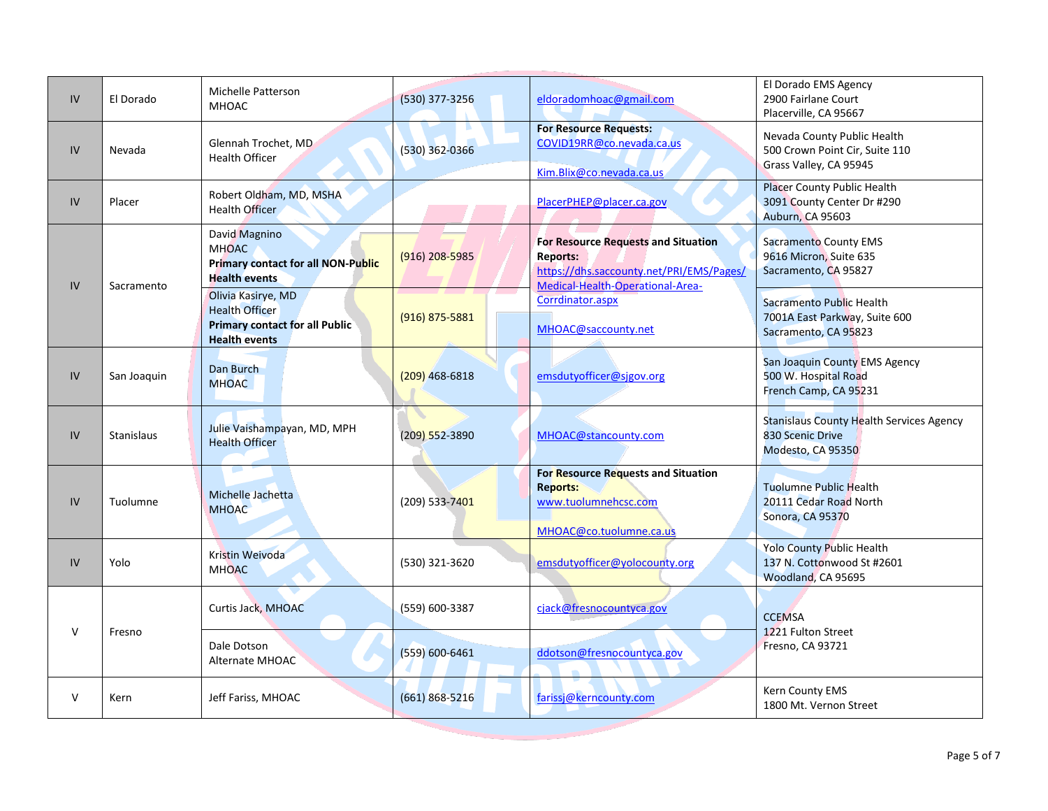| IV | El Dorado | Michelle Patterson<br>MHOAC | (530) 377-3256 | eldoradomhoac@gmail.com | El Dorado EMS Agency<br>2900 Fairlane Court<br>Placerville, CA 95667 |
|---|---|---|---|---|---|
| IV | Nevada | Glennah Trochet, MD<br>Health Officer | (530) 362-0366 | **For Resource Requests:**<br>COVID19RR@co.nevada.ca.us<br><br>Kim.Blix@co.nevada.ca.us | Nevada County Public Health<br>500 Crown Point Cir, Suite 110<br>Grass Valley, CA 95945 |
| IV | Placer | Robert Oldham, MD, MSHA<br>Health Officer | | PlacerPHEP@placer.ca.gov | Placer County Public Health<br>3091 County Center Dr #290<br>Auburn, CA 95603 |
| IV | Sacramento | David Magnino<br>MHOAC<br>**Primary contact for all NON-Public Health events** | (916) 208-5985 | **For Resource Requests and Situation Reports:**<br>https://dhs.saccounty.net/PRI/EMS/Pages/Medical-Health-Operational-Area-Corrdinator.aspx<br><br>MHOAC@saccounty.net | Sacramento County EMS<br>9616 Micron, Suite 635<br>Sacramento, CA 95827 |
| | | Olivia Kasirye, MD<br>Health Officer<br>**Primary contact for all Public Health events** | (916) 875-5881 | | Sacramento Public Health<br>7001A East Parkway, Suite 600<br>Sacramento, CA 95823 |
| IV | San Joaquin | Dan Burch<br>MHOAC | (209) 468-6818 | emsdutyofficer@sjgov.org | San Joaquin County EMS Agency<br>500 W. Hospital Road<br>French Camp, CA 95231 |
| IV | Stanislaus | Julie Vaishampayan, MD, MPH<br>Health Officer | (209) 552-3890 | MHOAC@stancounty.com | Stanislaus County Health Services Agency<br>830 Scenic Drive<br>Modesto, CA 95350 |
| IV | Tuolumne | Michelle Jachetta<br>MHOAC | (209) 533-7401 | **For Resource Requests and Situation Reports:**<br>www.tuolumnehcsc.com<br><br>MHOAC@co.tuolumne.ca.us | Tuolumne Public Health<br>20111 Cedar Road North<br>Sonora, CA 95370 |
| IV | Yolo | Kristin Weivoda<br>MHOAC | (530) 321-3620 | emsdutyofficer@yolocounty.org | Yolo County Public Health<br>137 N. Cottonwood St #2601<br>Woodland, CA 95695 |
| V | Fresno | Curtis Jack, MHOAC | (559) 600-3387 | cjack@fresnocountyca.gov | CCEMSA<br>1221 Fulton Street<br>Fresno, CA 93721 |
| | | Dale Dotson<br>Alternate MHOAC | (559) 600-6461 | ddotson@fresnocountyca.gov | |
| V | Kern | Jeff Fariss, MHOAC | (661) 868-5216 | farissj@kerncounty.com | Kern County EMS<br>1800 Mt. Vernon Street |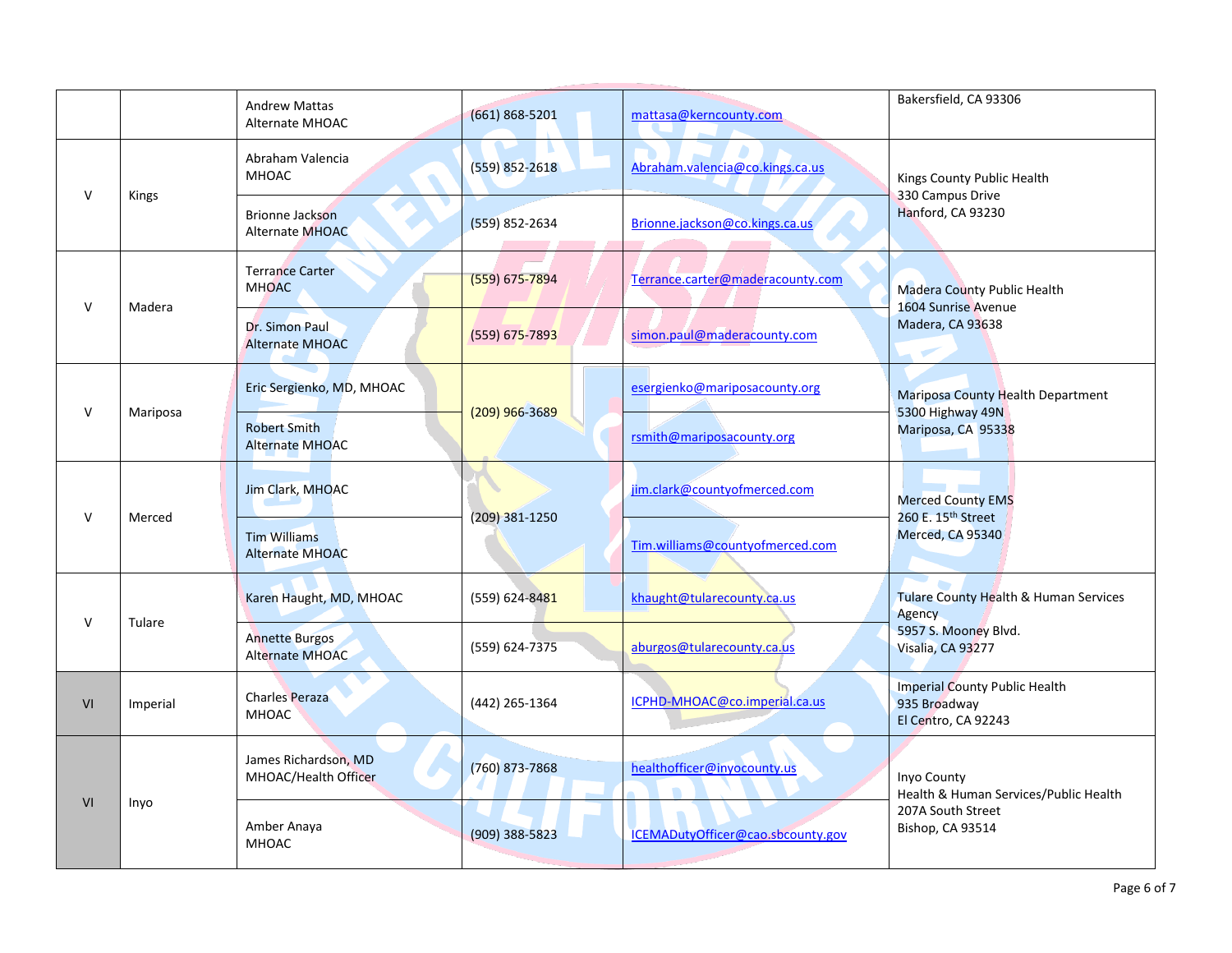| | | | | | |
|---|---|---|---|---|---|
| | | Andrew Mattas<br>Alternate MHOAC | (661) 868-5201 | mattasa@kerncounty.com | Bakersfield, CA 93306 |
| V | Kings | Abraham Valencia<br>MHOAC | (559) 852-2618 | Abraham.valencia@co.kings.ca.us | Kings County Public Health<br>330 Campus Drive<br>Hanford, CA 93230 |
| | | Brionne Jackson<br>Alternate MHOAC | (559) 852-2634 | Brionne.jackson@co.kings.ca.us | |
| V | Madera | Terrance Carter<br>MHOAC | (559) 675-7894 | Terrance.carter@maderacounty.com | Madera County Public Health<br>1604 Sunrise Avenue<br>Madera, CA 93638 |
| | | Dr. Simon Paul<br>Alternate MHOAC | (559) 675-7893 | simon.paul@maderacounty.com | |
| V | Mariposa | Eric Sergienko, MD, MHOAC | (209) 966-3689 | esergienko@mariposacounty.org | Mariposa County Health Department<br>5300 Highway 49N<br>Mariposa, CA 95338 |
| | | Robert Smith<br>Alternate MHOAC | | rsmith@mariposacounty.org | |
| V | Merced | Jim Clark, MHOAC | (209) 381-1250 | jim.clark@countyofmerced.com | Merced County EMS<br>260 E. 15th Street<br>Merced, CA 95340 |
| | | Tim Williams<br>Alternate MHOAC | | Tim.williams@countyofmerced.com | |
| V | Tulare | Karen Haught, MD, MHOAC | (559) 624-8481 | khaught@tularecounty.ca.us | Tulare County Health & Human Services Agency<br>5957 S. Mooney Blvd.<br>Visalia, CA 93277 |
| | | Annette Burgos<br>Alternate MHOAC | (559) 624-7375 | aburgos@tularecounty.ca.us | |
| VI | Imperial | Charles Peraza<br>MHOAC | (442) 265-1364 | ICPHD-MHOAC@co.imperial.ca.us | Imperial County Public Health<br>935 Broadway<br>El Centro, CA 92243 |
| VI | Inyo | James Richardson, MD<br>MHOAC/Health Officer | (760) 873-7868 | healthofficer@inyocounty.us | Inyo County<br>Health & Human Services/Public Health<br>207A South Street<br>Bishop, CA 93514 |
| | | Amber Anaya<br>MHOAC | (909) 388-5823 | ICEMADutyOfficer@cao.sbcounty.gov | |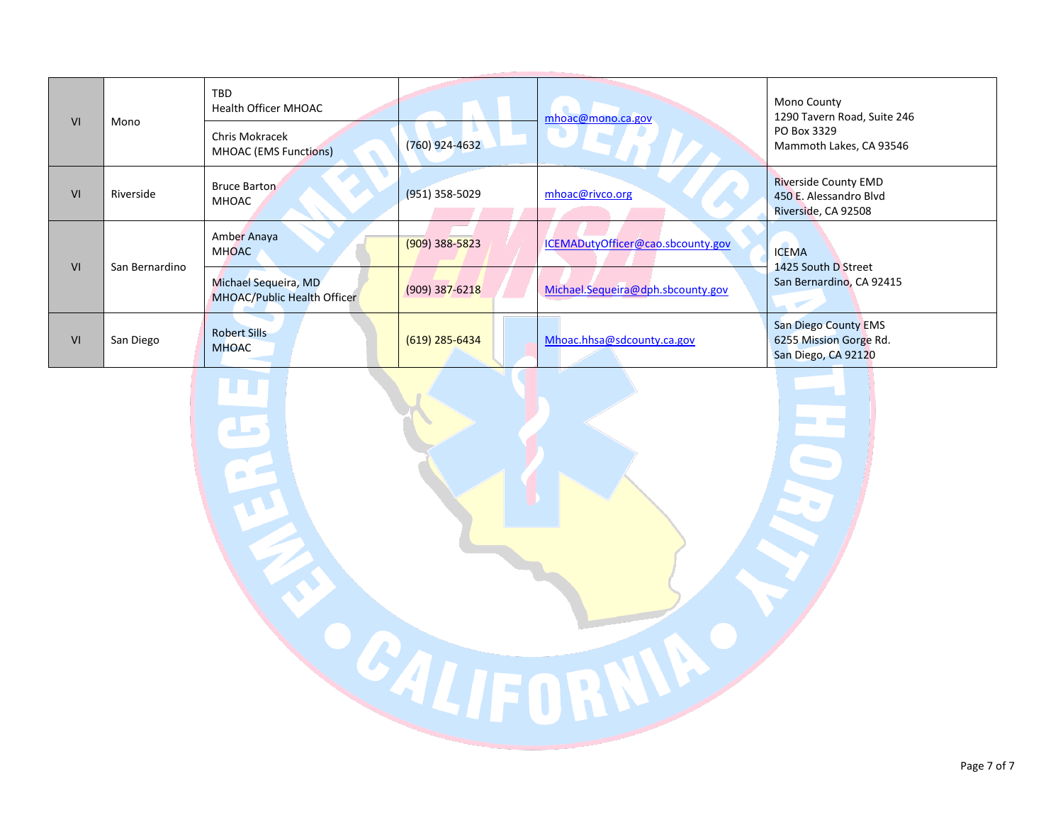| | | | | | |
|---|---|---|---|---|---|
| VI | Mono | TBD<br>Health Officer MHOAC | | mhoac@mono.ca.gov | Mono County<br>1290 Tavern Road, Suite 246<br>PO Box 3329<br>Mammoth Lakes, CA 93546 |
| | | Chris Mokracek<br>MHOAC (EMS Functions) | (760) 924-4632 | | |
| VI | Riverside | Bruce Barton<br>MHOAC | (951) 358-5029 | mhoac@rivco.org | Riverside County EMD<br>450 E. Alessandro Blvd<br>Riverside, CA 92508 |
| VI | San Bernardino | Amber Anaya<br>MHOAC | (909) 388-5823 | ICEMADutyOfficer@cao.sbcounty.gov | ICEMA<br>1425 South D Street<br>San Bernardino, CA 92415 |
| | | Michael Sequeira, MD<br>MHOAC/Public Health Officer | (909) 387-6218 | Michael.Sequeira@dph.sbcounty.gov | |
| VI | San Diego | Robert Sills<br>MHOAC | (619) 285-6434 | Mhoac.hhsa@sdcounty.ca.gov | San Diego County EMS<br>6255 Mission Gorge Rd.<br>San Diego, CA 92120 |